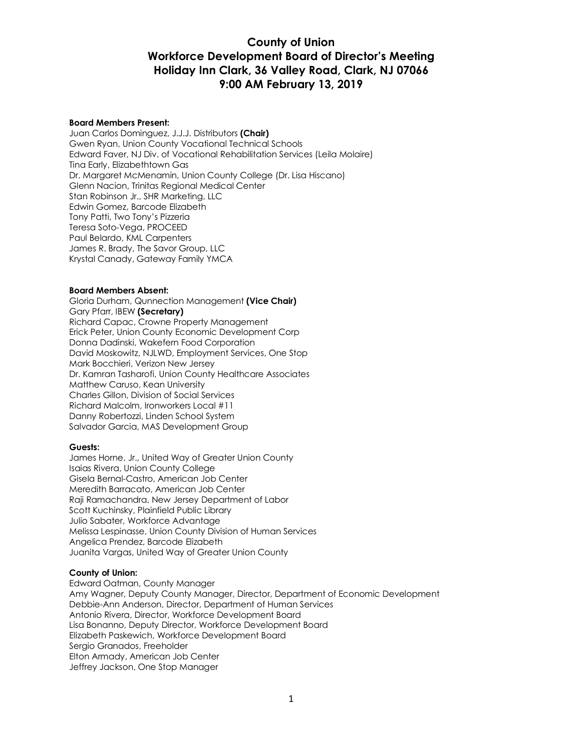# County of Union
# Workforce Development Board of Director's Meeting
# Holiday Inn Clark, 36 Valley Road, Clark, NJ 07066
# 9:00 AM February 13, 2019

**Board Members Present:**

Juan Carlos Dominguez, J.J.J. Distributors **(Chair)**
Gwen Ryan, Union County Vocational Technical Schools
Edward Faver, NJ Div. of Vocational Rehabilitation Services (Leila Molaire)
Tina Early, Elizabethtown Gas
Dr. Margaret McMenamin, Union County College (Dr. Lisa Hiscano)
Glenn Nacion, Trinitas Regional Medical Center
Stan Robinson Jr., SHR Marketing, LLC
Edwin Gomez, Barcode Elizabeth
Tony Patti, Two Tony's Pizzeria
Teresa Soto-Vega, PROCEED
Paul Belardo, KML Carpenters
James R. Brady, The Savor Group, LLC
Krystal Canady, Gateway Family YMCA

**Board Members Absent:**

Gloria Durham, Qunnection Management **(Vice Chair)**
Gary Pfarr, IBEW **(Secretary)**
Richard Capac, Crowne Property Management
Erick Peter, Union County Economic Development Corp
Donna Dadinski, Wakefern Food Corporation
David Moskowitz, NJLWD, Employment Services, One Stop
Mark Bocchieri, Verizon New Jersey
Dr. Kamran Tasharofi, Union County Healthcare Associates
Matthew Caruso, Kean University
Charles Gillon, Division of Social Services
Richard Malcolm, Ironworkers Local #11
Danny Robertozzi, Linden School System
Salvador Garcia, MAS Development Group

**Guests:**

James Horne, Jr., United Way of Greater Union County
Isaias Rivera, Union County College
Gisela Bernal-Castro, American Job Center
Meredith Barracato, American Job Center
Raji Ramachandra, New Jersey Department of Labor
Scott Kuchinsky, Plainfield Public Library
Julio Sabater, Workforce Advantage
Melissa Lespinasse, Union County Division of Human Services
Angelica Prendez, Barcode Elizabeth
Juanita Vargas, United Way of Greater Union County

**County of Union:**

Edward Oatman, County Manager
Amy Wagner, Deputy County Manager, Director, Department of Economic Development
Debbie-Ann Anderson, Director, Department of Human Services
Antonio Rivera, Director, Workforce Development Board
Lisa Bonanno, Deputy Director, Workforce Development Board
Elizabeth Paskewich, Workforce Development Board
Sergio Granados, Freeholder
Elton Armady, American Job Center
Jeffrey Jackson, One Stop Manager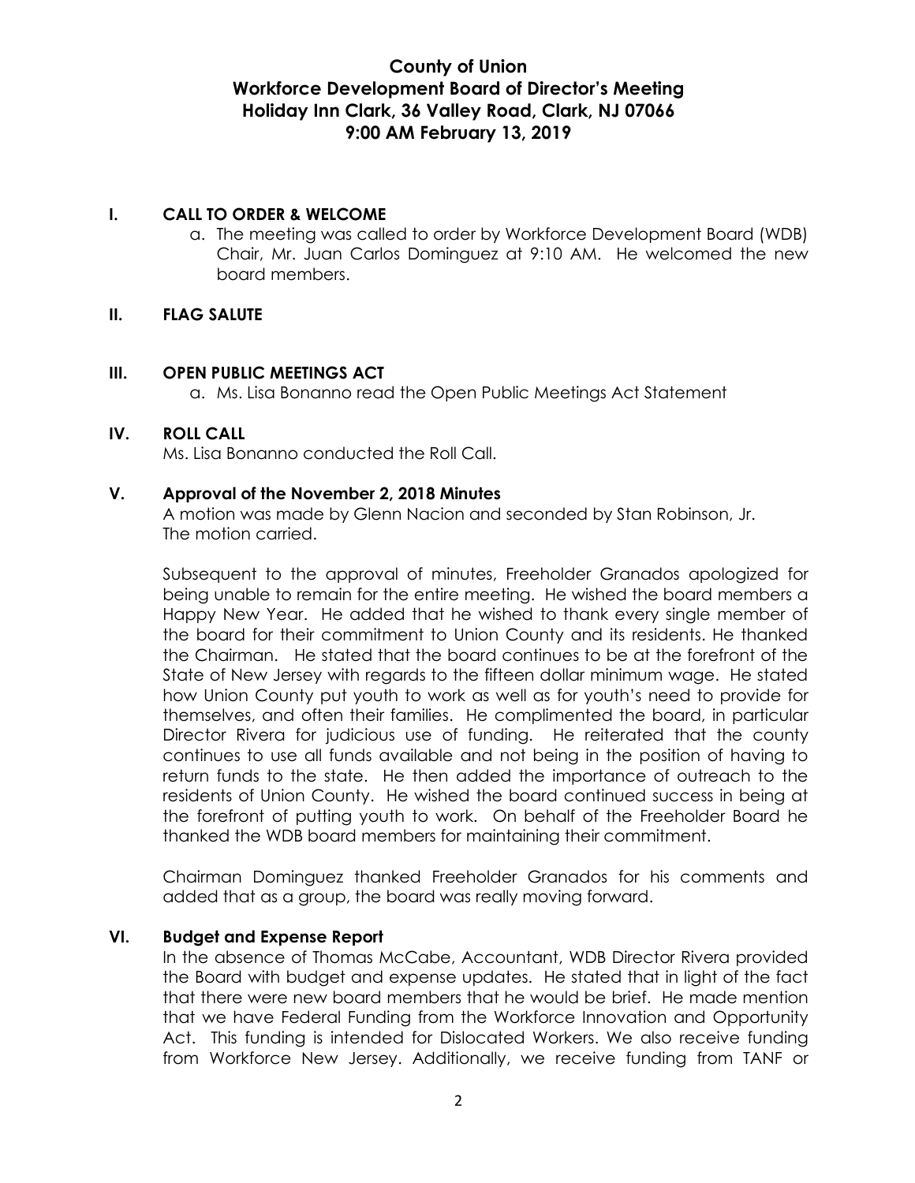**County of Union**
**Workforce Development Board of Director's Meeting**
**Holiday Inn Clark, 36 Valley Road, Clark, NJ 07066**
**9:00 AM February 13, 2019**

## I. CALL TO ORDER & WELCOME

a. The meeting was called to order by Workforce Development Board (WDB) Chair, Mr. Juan Carlos Dominguez at 9:10 AM. He welcomed the new board members.

## II. FLAG SALUTE

## III. OPEN PUBLIC MEETINGS ACT

a. Ms. Lisa Bonanno read the Open Public Meetings Act Statement

## IV. ROLL CALL

Ms. Lisa Bonanno conducted the Roll Call.

## V. Approval of the November 2, 2018 Minutes

A motion was made by Glenn Nacion and seconded by Stan Robinson, Jr. The motion carried.

Subsequent to the approval of minutes, Freeholder Granados apologized for being unable to remain for the entire meeting. He wished the board members a Happy New Year. He added that he wished to thank every single member of the board for their commitment to Union County and its residents. He thanked the Chairman. He stated that the board continues to be at the forefront of the State of New Jersey with regards to the fifteen dollar minimum wage. He stated how Union County put youth to work as well as for youth's need to provide for themselves, and often their families. He complimented the board, in particular Director Rivera for judicious use of funding. He reiterated that the county continues to use all funds available and not being in the position of having to return funds to the state. He then added the importance of outreach to the residents of Union County. He wished the board continued success in being at the forefront of putting youth to work. On behalf of the Freeholder Board he thanked the WDB board members for maintaining their commitment.

Chairman Dominguez thanked Freeholder Granados for his comments and added that as a group, the board was really moving forward.

## VI. Budget and Expense Report

In the absence of Thomas McCabe, Accountant, WDB Director Rivera provided the Board with budget and expense updates. He stated that in light of the fact that there were new board members that he would be brief. He made mention that we have Federal Funding from the Workforce Innovation and Opportunity Act. This funding is intended for Dislocated Workers. We also receive funding from Workforce New Jersey. Additionally, we receive funding from TANF or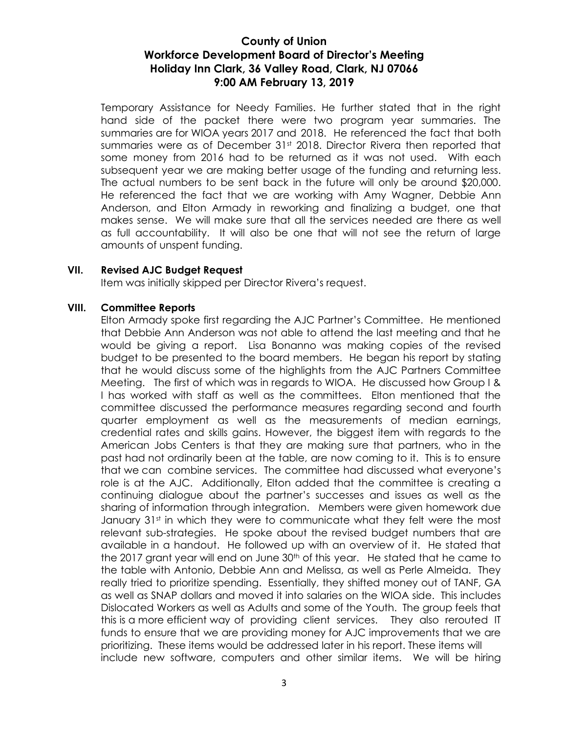Temporary Assistance for Needy Families. He further stated that in the right hand side of the packet there were two program year summaries. The summaries are for WIOA years 2017 and 2018. He referenced the fact that both summaries were as of December 31st 2018. Director Rivera then reported that some money from 2016 had to be returned as it was not used. With each subsequent year we are making better usage of the funding and returning less. The actual numbers to be sent back in the future will only be around $20,000. He referenced the fact that we are working with Amy Wagner, Debbie Ann Anderson, and Elton Armady in reworking and finalizing a budget, one that makes sense. We will make sure that all the services needed are there as well as full accountability. It will also be one that will not see the return of large amounts of unspent funding.

## VII. Revised AJC Budget Request

Item was initially skipped per Director Rivera's request.

## VIII. Committee Reports

Elton Armady spoke first regarding the AJC Partner's Committee. He mentioned that Debbie Ann Anderson was not able to attend the last meeting and that he would be giving a report. Lisa Bonanno was making copies of the revised budget to be presented to the board members. He began his report by stating that he would discuss some of the highlights from the AJC Partners Committee Meeting. The first of which was in regards to WIOA. He discussed how Group I & I has worked with staff as well as the committees. Elton mentioned that the committee discussed the performance measures regarding second and fourth quarter employment as well as the measurements of median earnings, credential rates and skills gains. However, the biggest item with regards to the American Jobs Centers is that they are making sure that partners, who in the past had not ordinarily been at the table, are now coming to it. This is to ensure that we can combine services. The committee had discussed what everyone's role is at the AJC. Additionally, Elton added that the committee is creating a continuing dialogue about the partner's successes and issues as well as the sharing of information through integration. Members were given homework due January 31st in which they were to communicate what they felt were the most relevant sub-strategies. He spoke about the revised budget numbers that are available in a handout. He followed up with an overview of it. He stated that the 2017 grant year will end on June 30th of this year. He stated that he came to the table with Antonio, Debbie Ann and Melissa, as well as Perle Almeida. They really tried to prioritize spending. Essentially, they shifted money out of TANF, GA as well as SNAP dollars and moved it into salaries on the WIOA side. This includes Dislocated Workers as well as Adults and some of the Youth. The group feels that this is a more efficient way of providing client services. They also rerouted IT funds to ensure that we are providing money for AJC improvements that we are prioritizing. These items would be addressed later in his report. These items will include new software, computers and other similar items. We will be hiring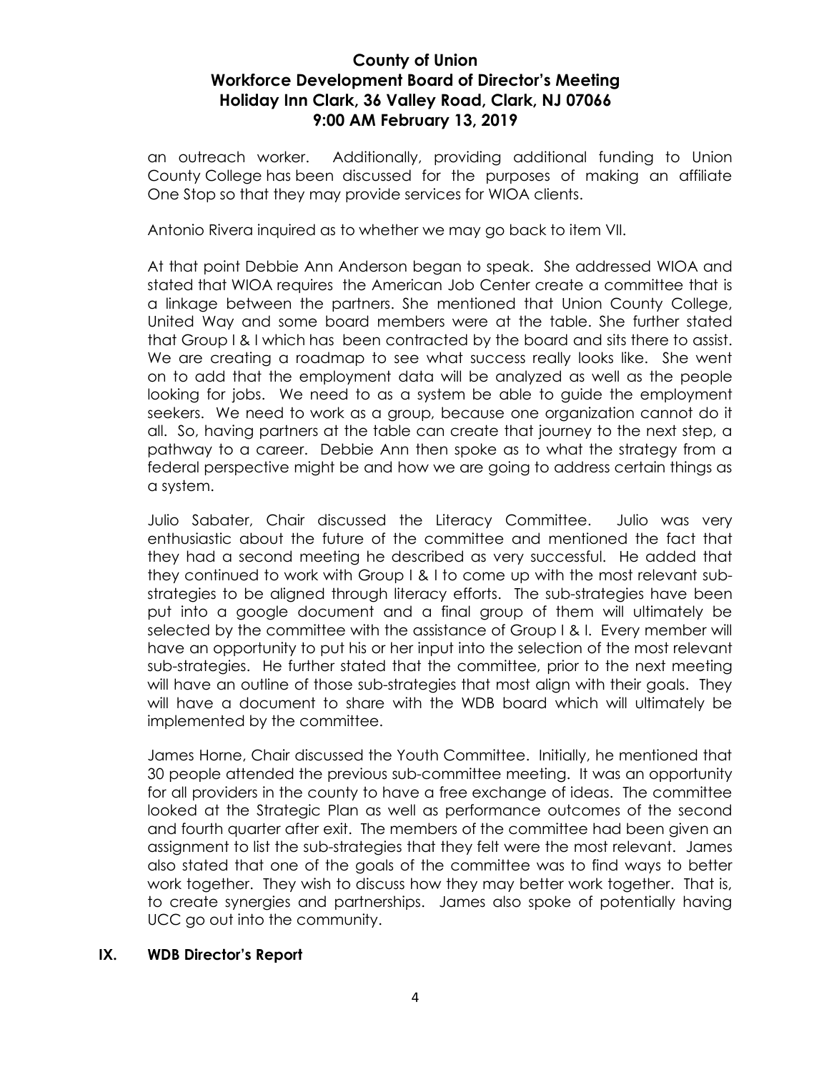an outreach worker. Additionally, providing additional funding to Union County College has been discussed for the purposes of making an affiliate One Stop so that they may provide services for WIOA clients.

Antonio Rivera inquired as to whether we may go back to item VII.

At that point Debbie Ann Anderson began to speak. She addressed WIOA and stated that WIOA requires the American Job Center create a committee that is a linkage between the partners. She mentioned that Union County College, United Way and some board members were at the table. She further stated that Group I & I which has been contracted by the board and sits there to assist. We are creating a roadmap to see what success really looks like. She went on to add that the employment data will be analyzed as well as the people looking for jobs. We need to as a system be able to guide the employment seekers. We need to work as a group, because one organization cannot do it all. So, having partners at the table can create that journey to the next step, a pathway to a career. Debbie Ann then spoke as to what the strategy from a federal perspective might be and how we are going to address certain things as a system.

Julio Sabater, Chair discussed the Literacy Committee. Julio was very enthusiastic about the future of the committee and mentioned the fact that they had a second meeting he described as very successful. He added that they continued to work with Group I & I to come up with the most relevant sub-strategies to be aligned through literacy efforts. The sub-strategies have been put into a google document and a final group of them will ultimately be selected by the committee with the assistance of Group I & I. Every member will have an opportunity to put his or her input into the selection of the most relevant sub-strategies. He further stated that the committee, prior to the next meeting will have an outline of those sub-strategies that most align with their goals. They will have a document to share with the WDB board which will ultimately be implemented by the committee.

James Horne, Chair discussed the Youth Committee. Initially, he mentioned that 30 people attended the previous sub-committee meeting. It was an opportunity for all providers in the county to have a free exchange of ideas. The committee looked at the Strategic Plan as well as performance outcomes of the second and fourth quarter after exit. The members of the committee had been given an assignment to list the sub-strategies that they felt were the most relevant. James also stated that one of the goals of the committee was to find ways to better work together. They wish to discuss how they may better work together. That is, to create synergies and partnerships. James also spoke of potentially having UCC go out into the community.

## IX. WDB Director's Report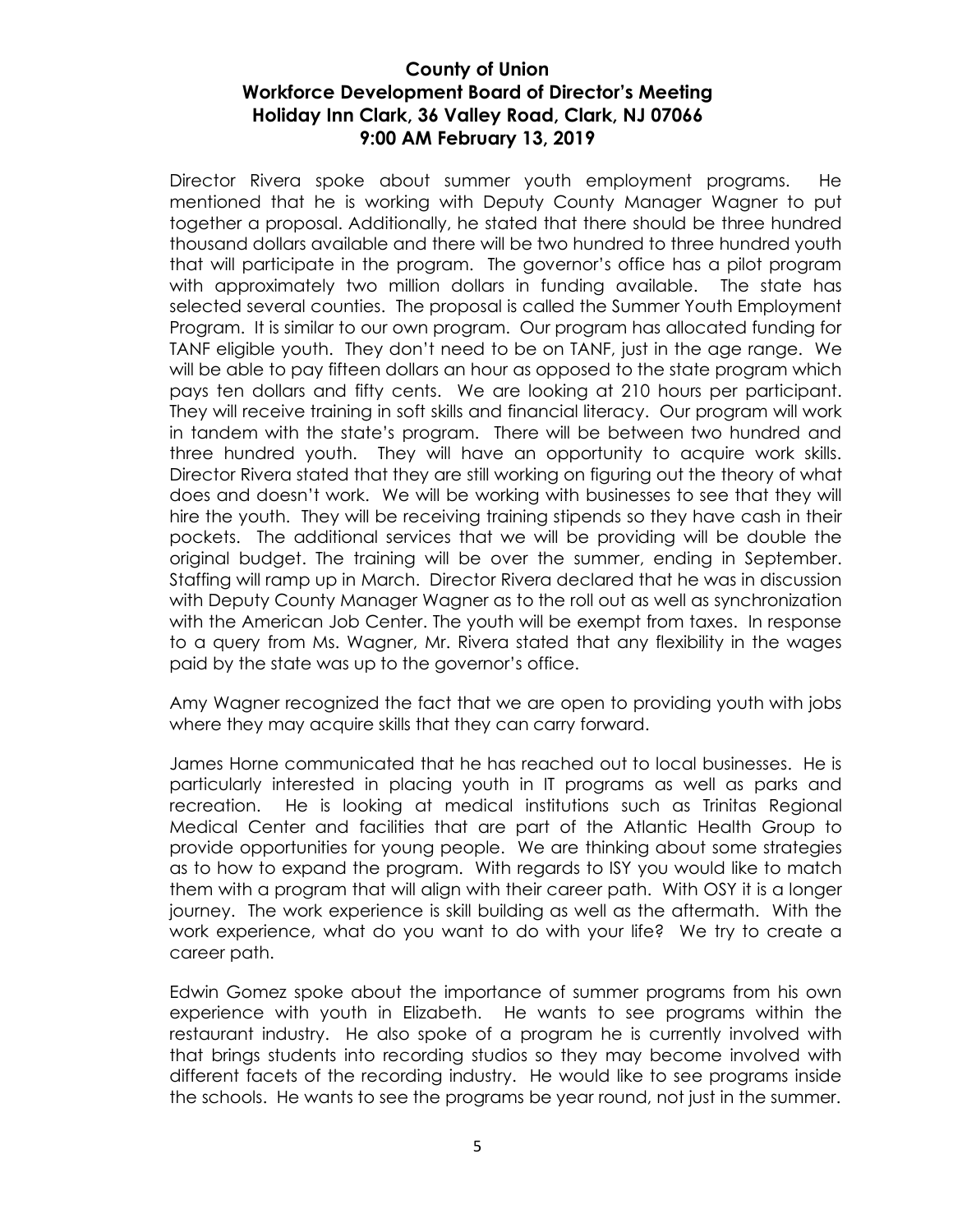**County of Union**
**Workforce Development Board of Director's Meeting**
**Holiday Inn Clark, 36 Valley Road, Clark, NJ 07066**
**9:00 AM February 13, 2019**

Director Rivera spoke about summer youth employment programs. He mentioned that he is working with Deputy County Manager Wagner to put together a proposal. Additionally, he stated that there should be three hundred thousand dollars available and there will be two hundred to three hundred youth that will participate in the program. The governor's office has a pilot program with approximately two million dollars in funding available. The state has selected several counties. The proposal is called the Summer Youth Employment Program. It is similar to our own program. Our program has allocated funding for TANF eligible youth. They don't need to be on TANF, just in the age range. We will be able to pay fifteen dollars an hour as opposed to the state program which pays ten dollars and fifty cents. We are looking at 210 hours per participant. They will receive training in soft skills and financial literacy. Our program will work in tandem with the state's program. There will be between two hundred and three hundred youth. They will have an opportunity to acquire work skills. Director Rivera stated that they are still working on figuring out the theory of what does and doesn't work. We will be working with businesses to see that they will hire the youth. They will be receiving training stipends so they have cash in their pockets. The additional services that we will be providing will be double the original budget. The training will be over the summer, ending in September. Staffing will ramp up in March. Director Rivera declared that he was in discussion with Deputy County Manager Wagner as to the roll out as well as synchronization with the American Job Center. The youth will be exempt from taxes. In response to a query from Ms. Wagner, Mr. Rivera stated that any flexibility in the wages paid by the state was up to the governor's office.

Amy Wagner recognized the fact that we are open to providing youth with jobs where they may acquire skills that they can carry forward.

James Horne communicated that he has reached out to local businesses. He is particularly interested in placing youth in IT programs as well as parks and recreation. He is looking at medical institutions such as Trinitas Regional Medical Center and facilities that are part of the Atlantic Health Group to provide opportunities for young people. We are thinking about some strategies as to how to expand the program. With regards to ISY you would like to match them with a program that will align with their career path. With OSY it is a longer journey. The work experience is skill building as well as the aftermath. With the work experience, what do you want to do with your life? We try to create a career path.

Edwin Gomez spoke about the importance of summer programs from his own experience with youth in Elizabeth. He wants to see programs within the restaurant industry. He also spoke of a program he is currently involved with that brings students into recording studios so they may become involved with different facets of the recording industry. He would like to see programs inside the schools. He wants to see the programs be year round, not just in the summer.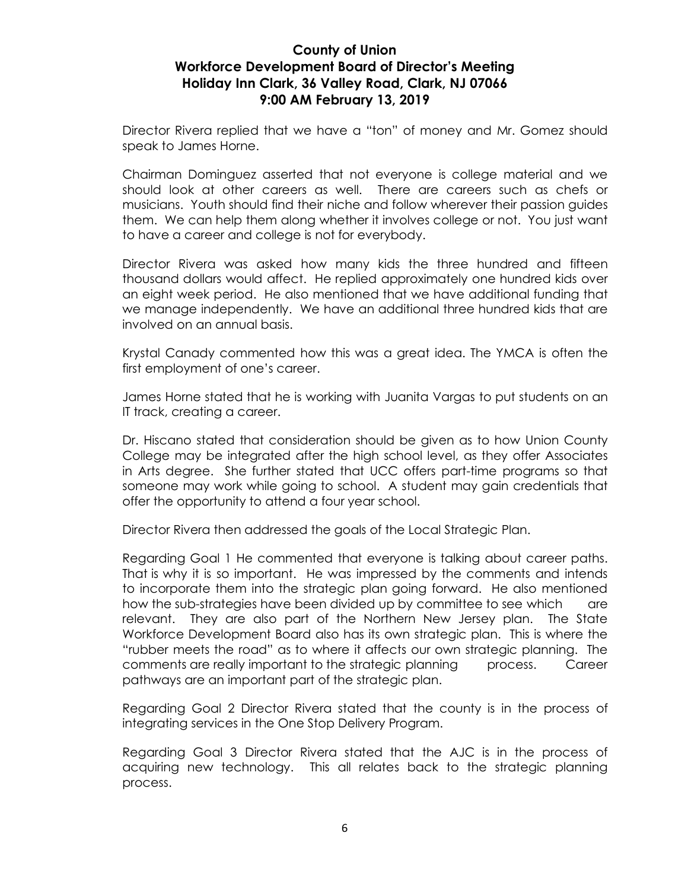Director Rivera replied that we have a "ton" of money and Mr. Gomez should speak to James Horne.

Chairman Dominguez asserted that not everyone is college material and we should look at other careers as well. There are careers such as chefs or musicians. Youth should find their niche and follow wherever their passion guides them. We can help them along whether it involves college or not. You just want to have a career and college is not for everybody.

Director Rivera was asked how many kids the three hundred and fifteen thousand dollars would affect. He replied approximately one hundred kids over an eight week period. He also mentioned that we have additional funding that we manage independently. We have an additional three hundred kids that are involved on an annual basis.

Krystal Canady commented how this was a great idea. The YMCA is often the first employment of one's career.

James Horne stated that he is working with Juanita Vargas to put students on an IT track, creating a career.

Dr. Hiscano stated that consideration should be given as to how Union County College may be integrated after the high school level, as they offer Associates in Arts degree. She further stated that UCC offers part-time programs so that someone may work while going to school. A student may gain credentials that offer the opportunity to attend a four year school.

Director Rivera then addressed the goals of the Local Strategic Plan.

Regarding Goal 1 He commented that everyone is talking about career paths. That is why it is so important. He was impressed by the comments and intends to incorporate them into the strategic plan going forward. He also mentioned how the sub-strategies have been divided up by committee to see which are relevant. They are also part of the Northern New Jersey plan. The State Workforce Development Board also has its own strategic plan. This is where the "rubber meets the road" as to where it affects our own strategic planning. The comments are really important to the strategic planning process. Career pathways are an important part of the strategic plan.

Regarding Goal 2 Director Rivera stated that the county is in the process of integrating services in the One Stop Delivery Program.

Regarding Goal 3 Director Rivera stated that the AJC is in the process of acquiring new technology. This all relates back to the strategic planning process.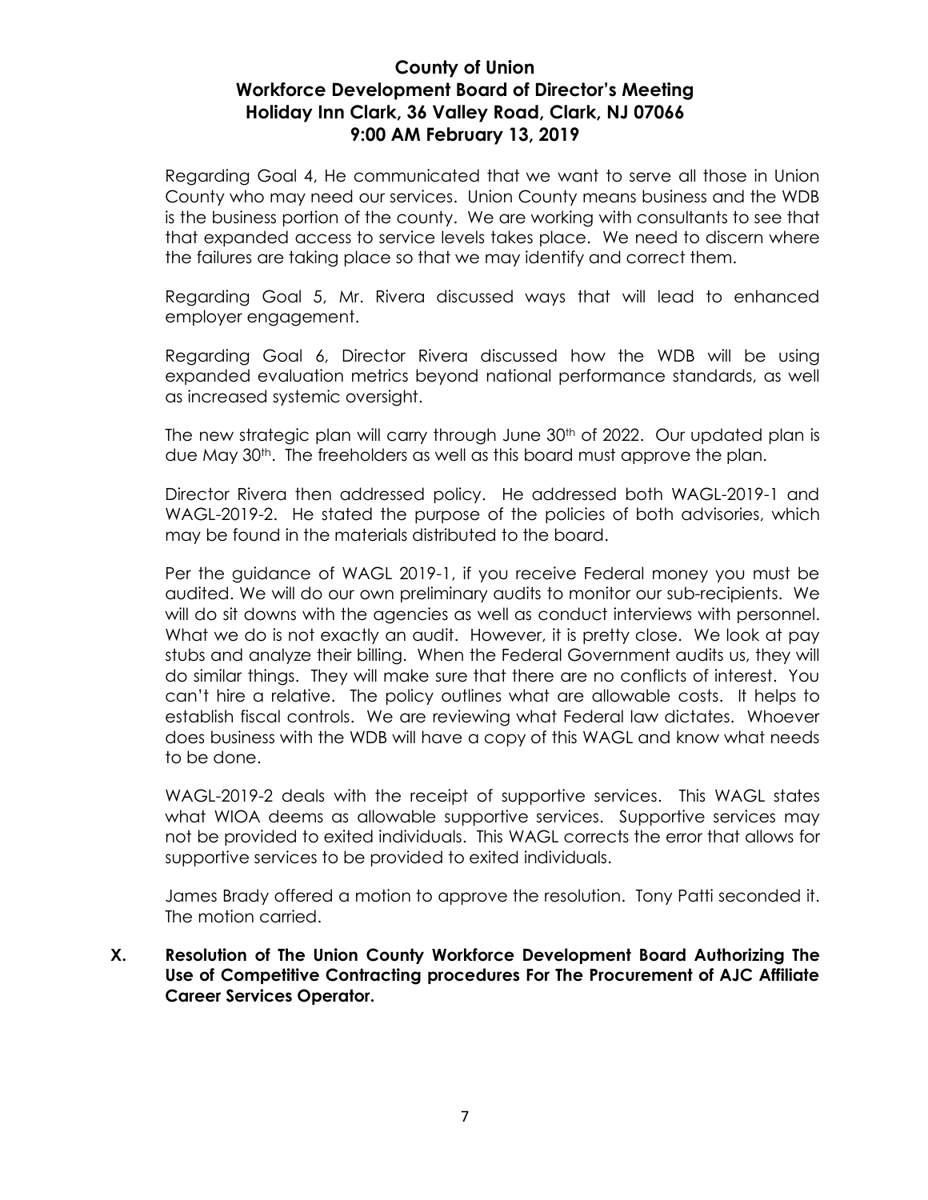Regarding Goal 4, He communicated that we want to serve all those in Union County who may need our services. Union County means business and the WDB is the business portion of the county. We are working with consultants to see that that expanded access to service levels takes place. We need to discern where the failures are taking place so that we may identify and correct them.

Regarding Goal 5, Mr. Rivera discussed ways that will lead to enhanced employer engagement.

Regarding Goal 6, Director Rivera discussed how the WDB will be using expanded evaluation metrics beyond national performance standards, as well as increased systemic oversight.

The new strategic plan will carry through June 30th of 2022. Our updated plan is due May 30th. The freeholders as well as this board must approve the plan.

Director Rivera then addressed policy. He addressed both WAGL-2019-1 and WAGL-2019-2. He stated the purpose of the policies of both advisories, which may be found in the materials distributed to the board.

Per the guidance of WAGL 2019-1, if you receive Federal money you must be audited. We will do our own preliminary audits to monitor our sub-recipients. We will do sit downs with the agencies as well as conduct interviews with personnel. What we do is not exactly an audit. However, it is pretty close. We look at pay stubs and analyze their billing. When the Federal Government audits us, they will do similar things. They will make sure that there are no conflicts of interest. You can't hire a relative. The policy outlines what are allowable costs. It helps to establish fiscal controls. We are reviewing what Federal law dictates. Whoever does business with the WDB will have a copy of this WAGL and know what needs to be done.

WAGL-2019-2 deals with the receipt of supportive services. This WAGL states what WIOA deems as allowable supportive services. Supportive services may not be provided to exited individuals. This WAGL corrects the error that allows for supportive services to be provided to exited individuals.

James Brady offered a motion to approve the resolution. Tony Patti seconded it. The motion carried.

**X. Resolution of The Union County Workforce Development Board Authorizing The Use of Competitive Contracting procedures For The Procurement of AJC Affiliate Career Services Operator.**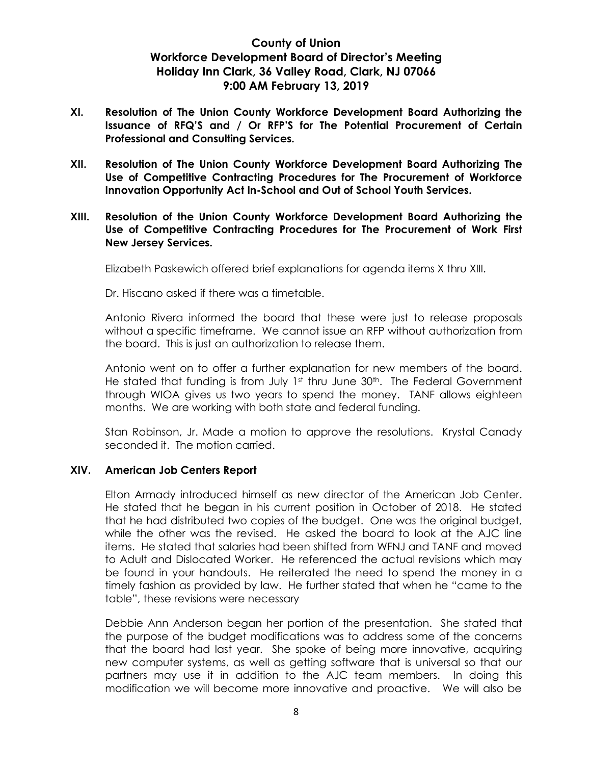# County of Union
# Workforce Development Board of Director's Meeting
# Holiday Inn Clark, 36 Valley Road, Clark, NJ 07066
# 9:00 AM February 13, 2019

**XI. Resolution of The Union County Workforce Development Board Authorizing the Issuance of RFQ'S and / Or RFP'S for The Potential Procurement of Certain Professional and Consulting Services.**

**XII. Resolution of The Union County Workforce Development Board Authorizing The Use of Competitive Contracting Procedures for The Procurement of Workforce Innovation Opportunity Act In-School and Out of School Youth Services.**

**XIII. Resolution of the Union County Workforce Development Board Authorizing the Use of Competitive Contracting Procedures for The Procurement of Work First New Jersey Services.**

Elizabeth Paskewich offered brief explanations for agenda items X thru XIII.

Dr. Hiscano asked if there was a timetable.

Antonio Rivera informed the board that these were just to release proposals without a specific timeframe. We cannot issue an RFP without authorization from the board. This is just an authorization to release them.

Antonio went on to offer a further explanation for new members of the board. He stated that funding is from July 1st thru June 30th. The Federal Government through WIOA gives us two years to spend the money. TANF allows eighteen months. We are working with both state and federal funding.

Stan Robinson, Jr. Made a motion to approve the resolutions. Krystal Canady seconded it. The motion carried.

**XIV. American Job Centers Report**

Elton Armady introduced himself as new director of the American Job Center. He stated that he began in his current position in October of 2018. He stated that he had distributed two copies of the budget. One was the original budget, while the other was the revised. He asked the board to look at the AJC line items. He stated that salaries had been shifted from WFNJ and TANF and moved to Adult and Dislocated Worker. He referenced the actual revisions which may be found in your handouts. He reiterated the need to spend the money in a timely fashion as provided by law. He further stated that when he "came to the table", these revisions were necessary

Debbie Ann Anderson began her portion of the presentation. She stated that the purpose of the budget modifications was to address some of the concerns that the board had last year. She spoke of being more innovative, acquiring new computer systems, as well as getting software that is universal so that our partners may use it in addition to the AJC team members. In doing this modification we will become more innovative and proactive. We will also be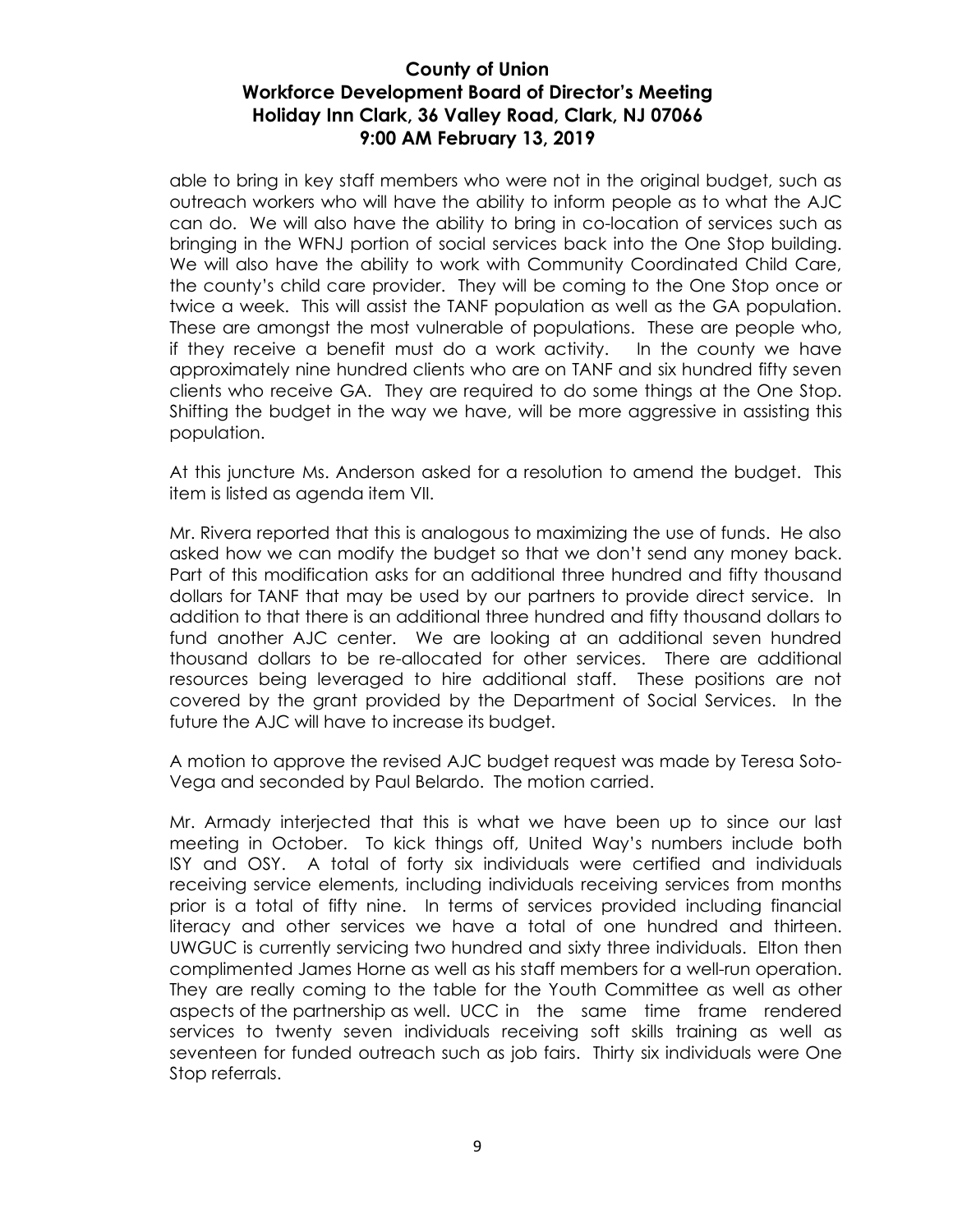able to bring in key staff members who were not in the original budget, such as outreach workers who will have the ability to inform people as to what the AJC can do. We will also have the ability to bring in co-location of services such as bringing in the WFNJ portion of social services back into the One Stop building. We will also have the ability to work with Community Coordinated Child Care, the county's child care provider. They will be coming to the One Stop once or twice a week. This will assist the TANF population as well as the GA population. These are amongst the most vulnerable of populations. These are people who, if they receive a benefit must do a work activity. In the county we have approximately nine hundred clients who are on TANF and six hundred fifty seven clients who receive GA. They are required to do some things at the One Stop. Shifting the budget in the way we have, will be more aggressive in assisting this population.

At this juncture Ms. Anderson asked for a resolution to amend the budget. This item is listed as agenda item VII.

Mr. Rivera reported that this is analogous to maximizing the use of funds. He also asked how we can modify the budget so that we don't send any money back. Part of this modification asks for an additional three hundred and fifty thousand dollars for TANF that may be used by our partners to provide direct service. In addition to that there is an additional three hundred and fifty thousand dollars to fund another AJC center. We are looking at an additional seven hundred thousand dollars to be re-allocated for other services. There are additional resources being leveraged to hire additional staff. These positions are not covered by the grant provided by the Department of Social Services. In the future the AJC will have to increase its budget.

A motion to approve the revised AJC budget request was made by Teresa Soto-Vega and seconded by Paul Belardo. The motion carried.

Mr. Armady interjected that this is what we have been up to since our last meeting in October. To kick things off, United Way's numbers include both ISY and OSY. A total of forty six individuals were certified and individuals receiving service elements, including individuals receiving services from months prior is a total of fifty nine. In terms of services provided including financial literacy and other services we have a total of one hundred and thirteen. UWGUC is currently servicing two hundred and sixty three individuals. Elton then complimented James Horne as well as his staff members for a well-run operation. They are really coming to the table for the Youth Committee as well as other aspects of the partnership as well. UCC in the same time frame rendered services to twenty seven individuals receiving soft skills training as well as seventeen for funded outreach such as job fairs. Thirty six individuals were One Stop referrals.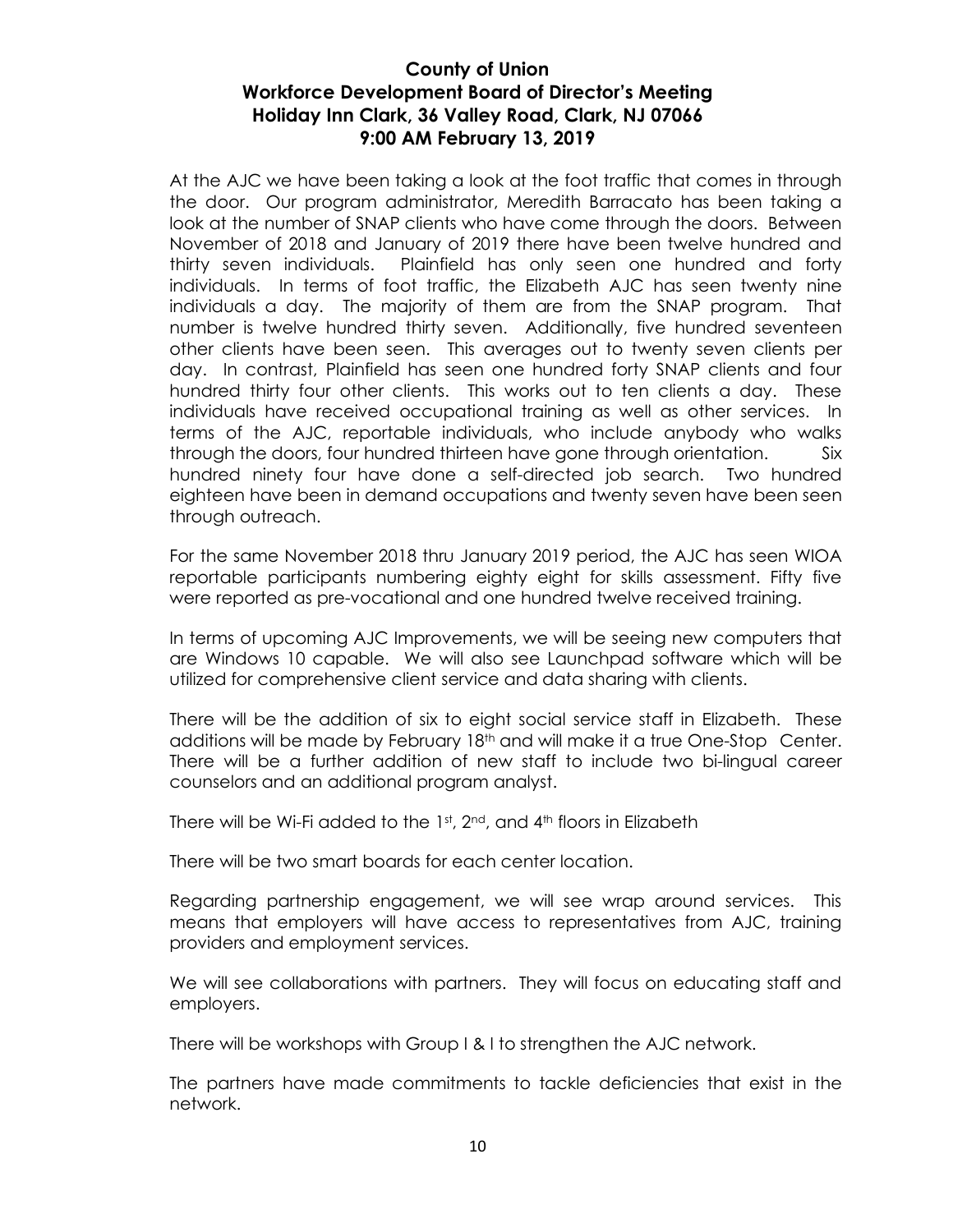**County of Union**
**Workforce Development Board of Director's Meeting**
**Holiday Inn Clark, 36 Valley Road, Clark, NJ 07066**
**9:00 AM February 13, 2019**

At the AJC we have been taking a look at the foot traffic that comes in through the door. Our program administrator, Meredith Barracato has been taking a look at the number of SNAP clients who have come through the doors. Between November of 2018 and January of 2019 there have been twelve hundred and thirty seven individuals. Plainfield has only seen one hundred and forty individuals. In terms of foot traffic, the Elizabeth AJC has seen twenty nine individuals a day. The majority of them are from the SNAP program. That number is twelve hundred thirty seven. Additionally, five hundred seventeen other clients have been seen. This averages out to twenty seven clients per day. In contrast, Plainfield has seen one hundred forty SNAP clients and four hundred thirty four other clients. This works out to ten clients a day. These individuals have received occupational training as well as other services. In terms of the AJC, reportable individuals, who include anybody who walks through the doors, four hundred thirteen have gone through orientation. Six hundred ninety four have done a self-directed job search. Two hundred eighteen have been in demand occupations and twenty seven have been seen through outreach.

For the same November 2018 thru January 2019 period, the AJC has seen WIOA reportable participants numbering eighty eight for skills assessment. Fifty five were reported as pre-vocational and one hundred twelve received training.

In terms of upcoming AJC Improvements, we will be seeing new computers that are Windows 10 capable. We will also see Launchpad software which will be utilized for comprehensive client service and data sharing with clients.

There will be the addition of six to eight social service staff in Elizabeth. These additions will be made by February 18th and will make it a true One-Stop Center. There will be a further addition of new staff to include two bi-lingual career counselors and an additional program analyst.

There will be Wi-Fi added to the 1st, 2nd, and 4th floors in Elizabeth

There will be two smart boards for each center location.

Regarding partnership engagement, we will see wrap around services. This means that employers will have access to representatives from AJC, training providers and employment services.

We will see collaborations with partners. They will focus on educating staff and employers.

There will be workshops with Group I & I to strengthen the AJC network.

The partners have made commitments to tackle deficiencies that exist in the network.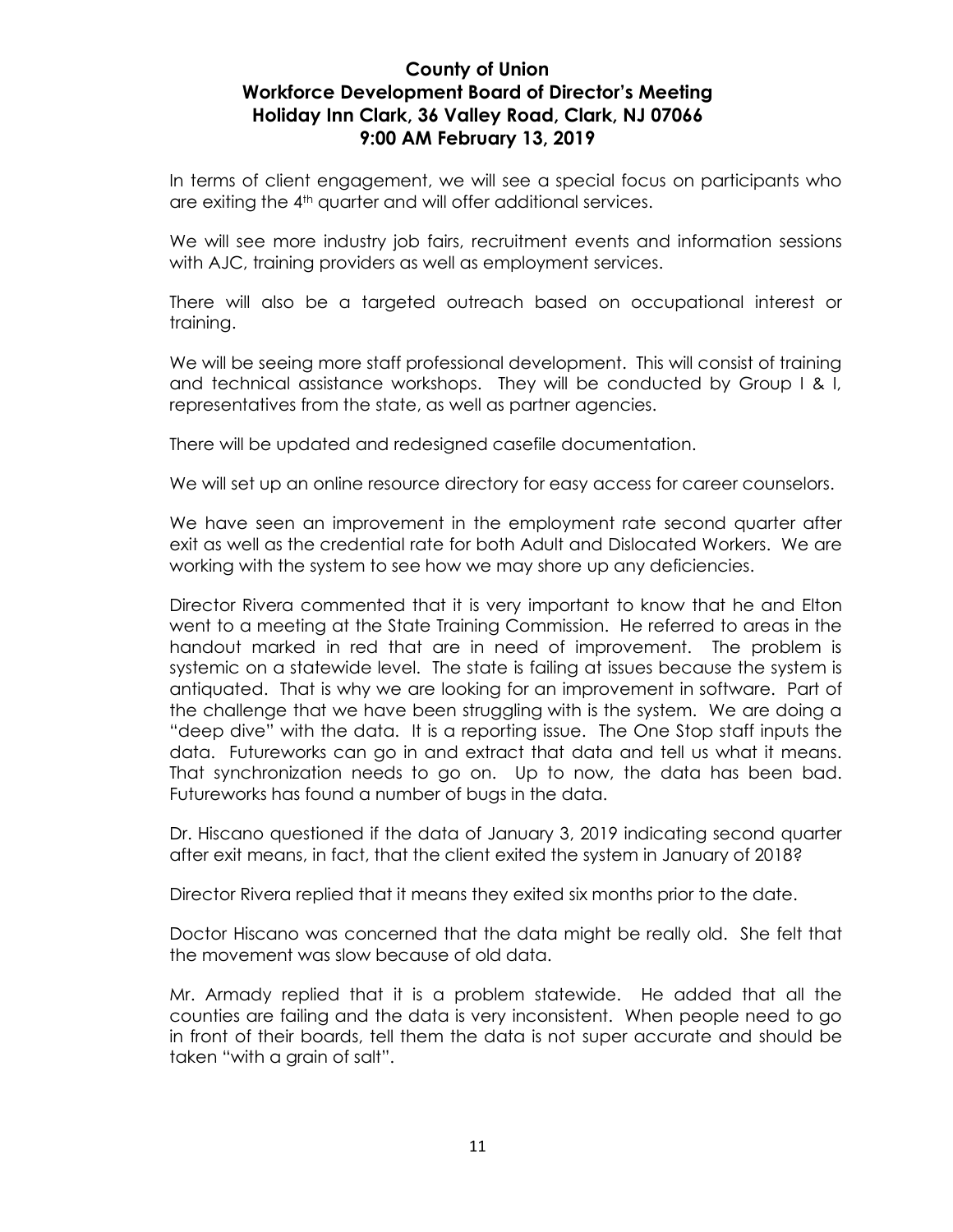# County of Union
## Workforce Development Board of Director's Meeting
## Holiday Inn Clark, 36 Valley Road, Clark, NJ 07066
## 9:00 AM February 13, 2019

In terms of client engagement, we will see a special focus on participants who are exiting the 4th quarter and will offer additional services.

We will see more industry job fairs, recruitment events and information sessions with AJC, training providers as well as employment services.

There will also be a targeted outreach based on occupational interest or training.

We will be seeing more staff professional development. This will consist of training and technical assistance workshops. They will be conducted by Group I & I, representatives from the state, as well as partner agencies.

There will be updated and redesigned casefile documentation.

We will set up an online resource directory for easy access for career counselors.

We have seen an improvement in the employment rate second quarter after exit as well as the credential rate for both Adult and Dislocated Workers. We are working with the system to see how we may shore up any deficiencies.

Director Rivera commented that it is very important to know that he and Elton went to a meeting at the State Training Commission. He referred to areas in the handout marked in red that are in need of improvement. The problem is systemic on a statewide level. The state is failing at issues because the system is antiquated. That is why we are looking for an improvement in software. Part of the challenge that we have been struggling with is the system. We are doing a "deep dive" with the data. It is a reporting issue. The One Stop staff inputs the data. Futureworks can go in and extract that data and tell us what it means. That synchronization needs to go on. Up to now, the data has been bad. Futureworks has found a number of bugs in the data.

Dr. Hiscano questioned if the data of January 3, 2019 indicating second quarter after exit means, in fact, that the client exited the system in January of 2018?

Director Rivera replied that it means they exited six months prior to the date.

Doctor Hiscano was concerned that the data might be really old. She felt that the movement was slow because of old data.

Mr. Armady replied that it is a problem statewide. He added that all the counties are failing and the data is very inconsistent. When people need to go in front of their boards, tell them the data is not super accurate and should be taken "with a grain of salt".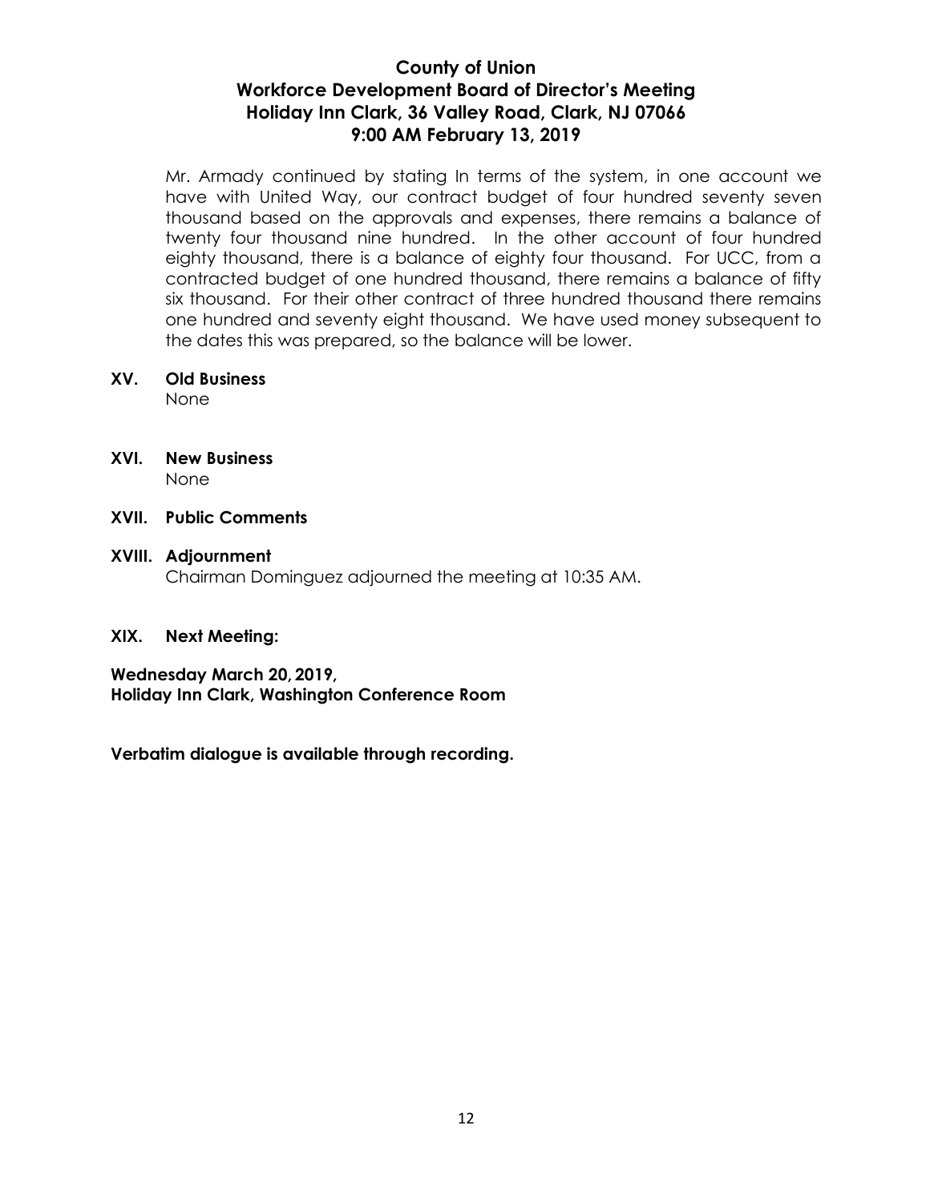**County of Union**
**Workforce Development Board of Director's Meeting**
**Holiday Inn Clark, 36 Valley Road, Clark, NJ 07066**
**9:00 AM February 13, 2019**

Mr. Armady continued by stating In terms of the system, in one account we have with United Way, our contract budget of four hundred seventy seven thousand based on the approvals and expenses, there remains a balance of twenty four thousand nine hundred. In the other account of four hundred eighty thousand, there is a balance of eighty four thousand. For UCC, from a contracted budget of one hundred thousand, there remains a balance of fifty six thousand. For their other contract of three hundred thousand there remains one hundred and seventy eight thousand. We have used money subsequent to the dates this was prepared, so the balance will be lower.

## XV. Old Business

None

## XVI. New Business

None

## XVII. Public Comments

## XVIII. Adjournment

Chairman Dominguez adjourned the meeting at 10:35 AM.

## XIX. Next Meeting:

**Wednesday March 20, 2019,**
**Holiday Inn Clark, Washington Conference Room**

**Verbatim dialogue is available through recording.**